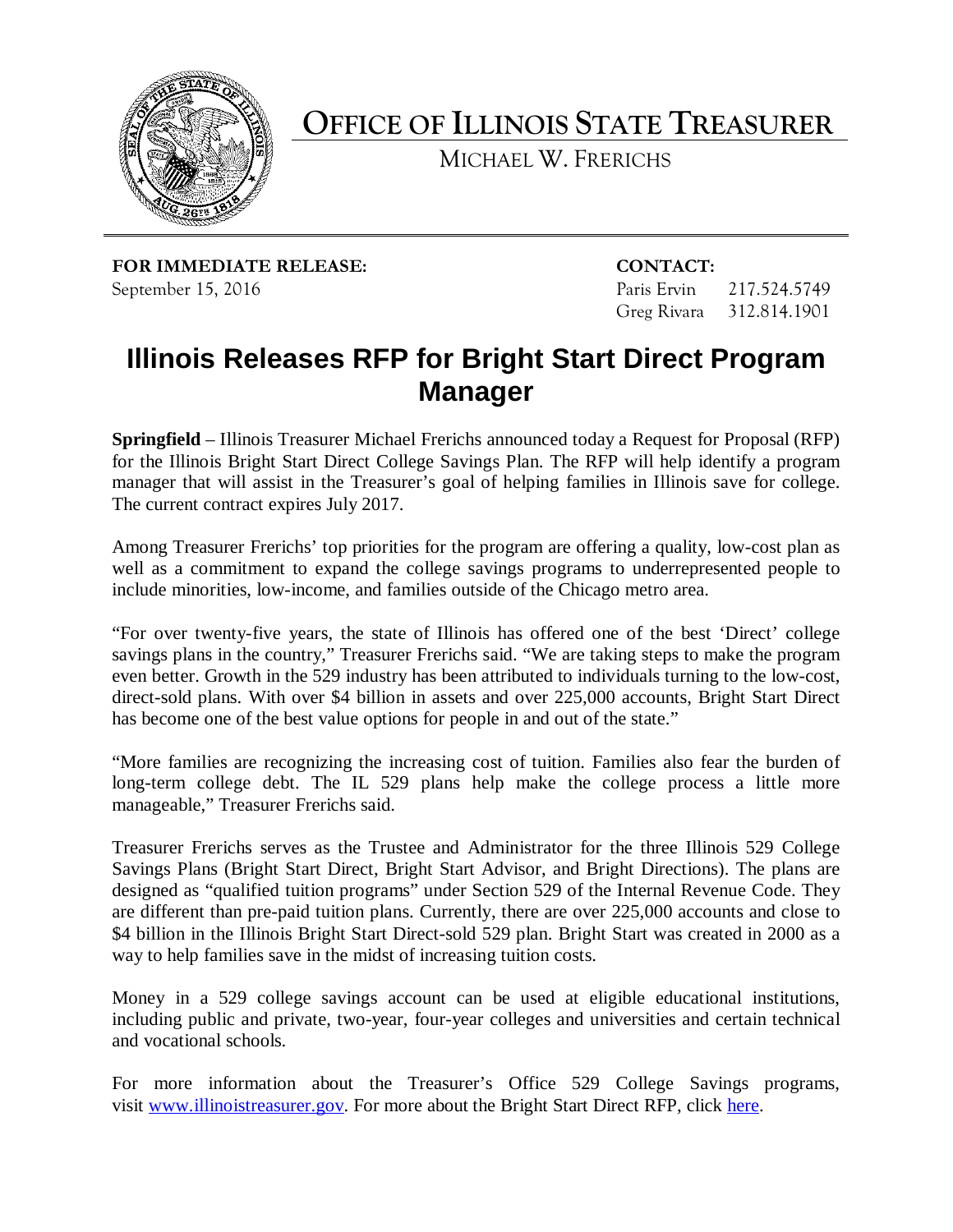# OFFICE OF ILLINOIS STATE TREASURER

MICHAEL W. FRERICHS

**FOR IMMEDIATE RELEASE:**
September 15, 2016

**CONTACT:**
Paris Ervin 217.524.5749
Greg Rivara 312.814.1901

## Illinois Releases RFP for Bright Start Direct Program Manager

**Springfield** – Illinois Treasurer Michael Frerichs announced today a Request for Proposal (RFP) for the Illinois Bright Start Direct College Savings Plan. The RFP will help identify a program manager that will assist in the Treasurer's goal of helping families in Illinois save for college. The current contract expires July 2017.

Among Treasurer Frerichs' top priorities for the program are offering a quality, low-cost plan as well as a commitment to expand the college savings programs to underrepresented people to include minorities, low-income, and families outside of the Chicago metro area.

"For over twenty-five years, the state of Illinois has offered one of the best 'Direct' college savings plans in the country," Treasurer Frerichs said. "We are taking steps to make the program even better. Growth in the 529 industry has been attributed to individuals turning to the low-cost, direct-sold plans. With over $4 billion in assets and over 225,000 accounts, Bright Start Direct has become one of the best value options for people in and out of the state."

"More families are recognizing the increasing cost of tuition. Families also fear the burden of long-term college debt. The IL 529 plans help make the college process a little more manageable," Treasurer Frerichs said.

Treasurer Frerichs serves as the Trustee and Administrator for the three Illinois 529 College Savings Plans (Bright Start Direct, Bright Start Advisor, and Bright Directions). The plans are designed as "qualified tuition programs" under Section 529 of the Internal Revenue Code. They are different than pre-paid tuition plans. Currently, there are over 225,000 accounts and close to $4 billion in the Illinois Bright Start Direct-sold 529 plan. Bright Start was created in 2000 as a way to help families save in the midst of increasing tuition costs.

Money in a 529 college savings account can be used at eligible educational institutions, including public and private, two-year, four-year colleges and universities and certain technical and vocational schools.

For more information about the Treasurer's Office 529 College Savings programs, visit [www.illinoistreasurer.gov](http://www.illinoistreasurer.gov). For more about the Bright Start Direct RFP, click here.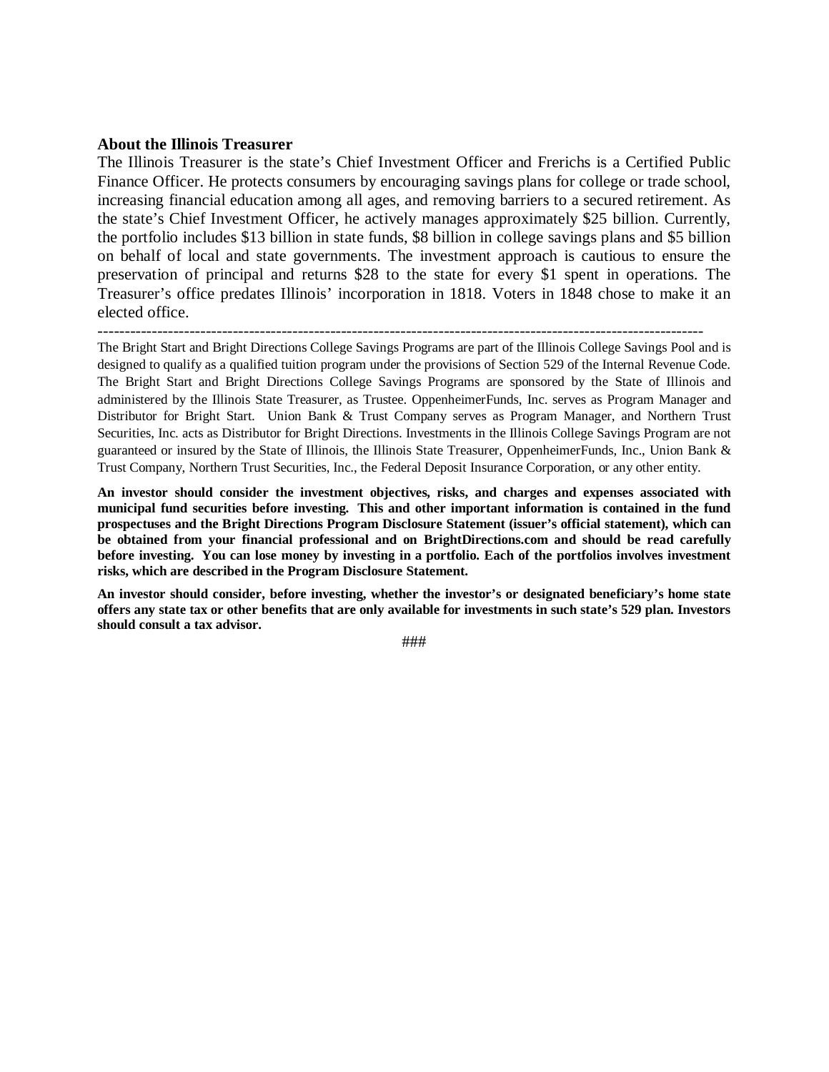**About the Illinois Treasurer**

The Illinois Treasurer is the state's Chief Investment Officer and Frerichs is a Certified Public Finance Officer. He protects consumers by encouraging savings plans for college or trade school, increasing financial education among all ages, and removing barriers to a secured retirement. As the state's Chief Investment Officer, he actively manages approximately $25 billion. Currently, the portfolio includes $13 billion in state funds, $8 billion in college savings plans and $5 billion on behalf of local and state governments. The investment approach is cautious to ensure the preservation of principal and returns $28 to the state for every $1 spent in operations. The Treasurer's office predates Illinois' incorporation in 1818. Voters in 1848 chose to make it an elected office.

---

The Bright Start and Bright Directions College Savings Programs are part of the Illinois College Savings Pool and is designed to qualify as a qualified tuition program under the provisions of Section 529 of the Internal Revenue Code. The Bright Start and Bright Directions College Savings Programs are sponsored by the State of Illinois and administered by the Illinois State Treasurer, as Trustee. OppenheimerFunds, Inc. serves as Program Manager and Distributor for Bright Start. Union Bank & Trust Company serves as Program Manager, and Northern Trust Securities, Inc. acts as Distributor for Bright Directions. Investments in the Illinois College Savings Program are not guaranteed or insured by the State of Illinois, the Illinois State Treasurer, OppenheimerFunds, Inc., Union Bank & Trust Company, Northern Trust Securities, Inc., the Federal Deposit Insurance Corporation, or any other entity.

**An investor should consider the investment objectives, risks, and charges and expenses associated with municipal fund securities before investing. This and other important information is contained in the fund prospectuses and the Bright Directions Program Disclosure Statement (issuer's official statement), which can be obtained from your financial professional and on BrightDirections.com and should be read carefully before investing. You can lose money by investing in a portfolio. Each of the portfolios involves investment risks, which are described in the Program Disclosure Statement.**

**An investor should consider, before investing, whether the investor's or designated beneficiary's home state offers any state tax or other benefits that are only available for investments in such state's 529 plan. Investors should consult a tax advisor.**

###